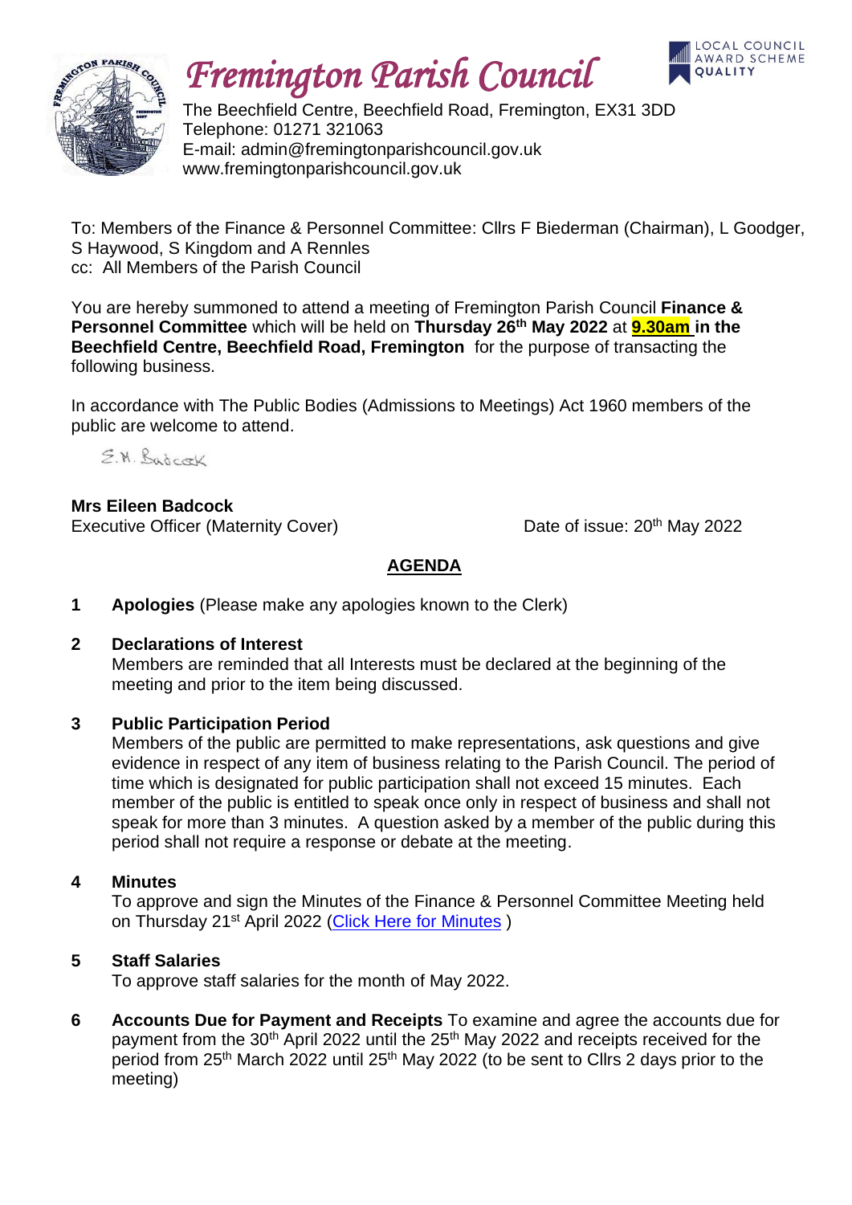# *Fremington Parish Council*

LOCAL COUNCIL AWARD SCHEME QUALITY

The Beechfield Centre, Beechfield Road, Fremington, EX31 3DD
Telephone: 01271 321063
E-mail: admin@fremingtonparishcouncil.gov.uk
www.fremingtonparishcouncil.gov.uk

To: Members of the Finance & Personnel Committee: Cllrs F Biederman (Chairman), L Goodger, S Haywood, S Kingdom and A Rennles
cc: All Members of the Parish Council

You are hereby summoned to attend a meeting of Fremington Parish Council **Finance & Personnel Committee** which will be held on **Thursday 26th May 2022** at **9.30am in the Beechfield Centre, Beechfield Road, Fremington** for the purpose of transacting the following business.

In accordance with The Public Bodies (Admissions to Meetings) Act 1960 members of the public are welcome to attend.

E.M. Badcock

**Mrs Eileen Badcock**
Executive Officer (Maternity Cover)

Date of issue: 20th May 2022

## AGENDA

**1 Apologies** (Please make any apologies known to the Clerk)

**2 Declarations of Interest**
Members are reminded that all Interests must be declared at the beginning of the meeting and prior to the item being discussed.

**3 Public Participation Period**
Members of the public are permitted to make representations, ask questions and give evidence in respect of any item of business relating to the Parish Council. The period of time which is designated for public participation shall not exceed 15 minutes. Each member of the public is entitled to speak once only in respect of business and shall not speak for more than 3 minutes. A question asked by a member of the public during this period shall not require a response or debate at the meeting.

**4 Minutes**
To approve and sign the Minutes of the Finance & Personnel Committee Meeting held on Thursday 21st April 2022 (Click Here for Minutes )

**5 Staff Salaries**
To approve staff salaries for the month of May 2022.

**6 Accounts Due for Payment and Receipts** To examine and agree the accounts due for payment from the 30th April 2022 until the 25th May 2022 and receipts received for the period from 25th March 2022 until 25th May 2022 (to be sent to Cllrs 2 days prior to the meeting)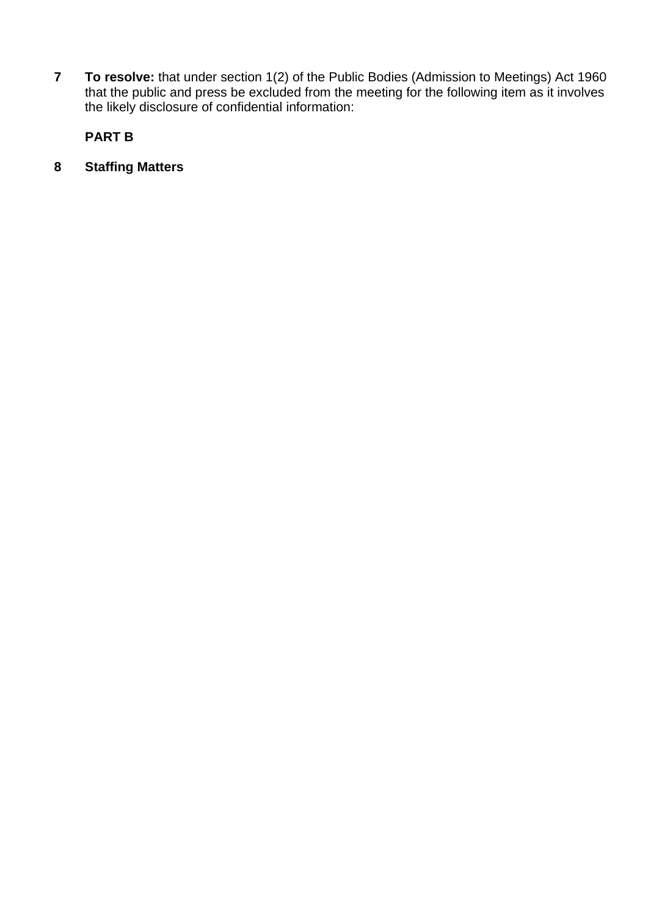7 **To resolve:** that under section 1(2) of the Public Bodies (Admission to Meetings) Act 1960 that the public and press be excluded from the meeting for the following item as it involves the likely disclosure of confidential information:

**PART B**

8 **Staffing Matters**